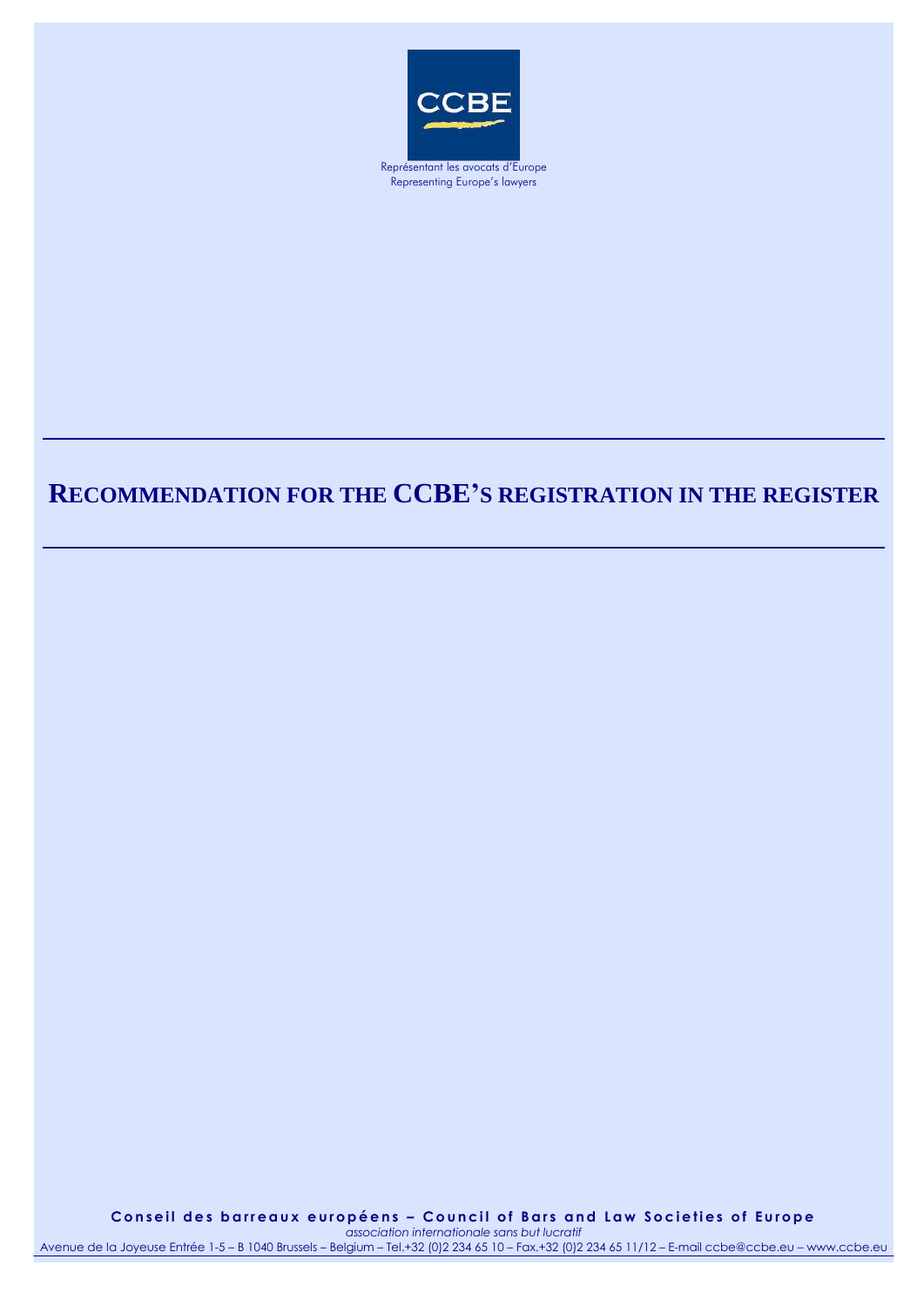CCBE

Représentant les avocats d'Europe
Representing Europe's lawyers

# RECOMMENDATION FOR THE CCBE'S REGISTRATION IN THE REGISTER

**Conseil des barreaux européens – Council of Bars and Law Societies of Europe**
*association internationale sans but lucratif*
Avenue de la Joyeuse Entrée 1-5 – B 1040 Brussels – Belgium – Tel.+32 (0)2 234 65 10 – Fax.+32 (0)2 234 65 11/12 – E-mail ccbe@ccbe.eu – www.ccbe.eu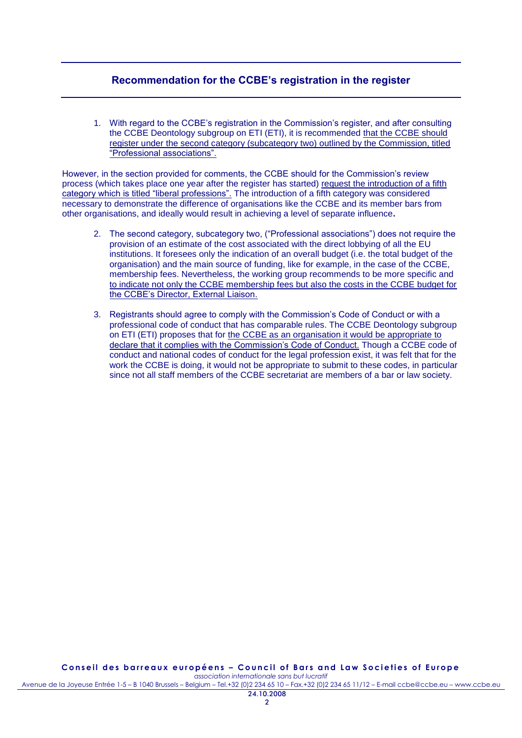## Recommendation for the CCBE's registration in the register

1. With regard to the CCBE's registration in the Commission's register, and after consulting the CCBE Deontology subgroup on ETI (ETI), it is recommended that the CCBE should register under the second category (subcategory two) outlined by the Commission, titled "Professional associations".

However, in the section provided for comments, the CCBE should for the Commission's review process (which takes place one year after the register has started) request the introduction of a fifth category which is titled "liberal professions". The introduction of a fifth category was considered necessary to demonstrate the difference of organisations like the CCBE and its member bars from other organisations, and ideally would result in achieving a level of separate influence**.**

2. The second category, subcategory two, ("Professional associations") does not require the provision of an estimate of the cost associated with the direct lobbying of all the EU institutions. It foresees only the indication of an overall budget (i.e. the total budget of the organisation) and the main source of funding, like for example, in the case of the CCBE, membership fees. Nevertheless, the working group recommends to be more specific and to indicate not only the CCBE membership fees but also the costs in the CCBE budget for the CCBE's Director, External Liaison.

3. Registrants should agree to comply with the Commission's Code of Conduct or with a professional code of conduct that has comparable rules. The CCBE Deontology subgroup on ETI (ETI) proposes that for the CCBE as an organisation it would be appropriate to declare that it complies with the Commission's Code of Conduct. Though a CCBE code of conduct and national codes of conduct for the legal profession exist, it was felt that for the work the CCBE is doing, it would not be appropriate to submit to these codes, in particular since not all staff members of the CCBE secretariat are members of a bar or law society.